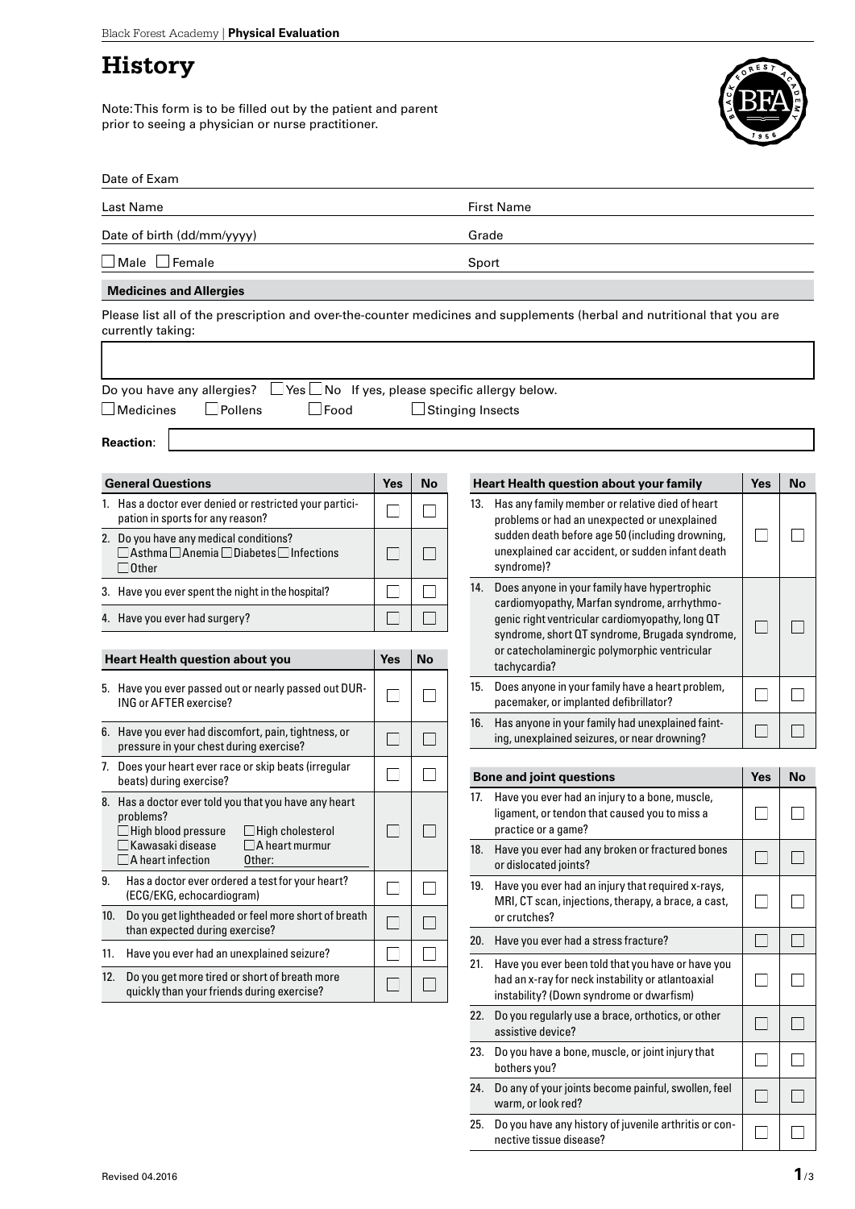# History

Note: This form is to be filled out by the patient and parent prior to seeing a physician or nurse practitioner.

Date of Exam

| Last Name | First Name |
| --- | --- |
| Date of birth (dd/mm/yyyy) | Grade |
| ☐ Male ☐ Female | Sport |

### Medicines and Allergies

Please list all of the prescription and over-the-counter medicines and supplements (herbal and nutritional that you are currently taking:

Do you have any allergies? ☐ Yes ☐ No If yes, please specific allergy below.

☐ Medicines ☐ Pollens ☐ Food ☐ Stinging Insects

**Reaction**:

| General Questions | Yes | No |
| --- | --- | --- |
| 1. Has a doctor ever denied or restricted your participation in sports for any reason? | ☐ | ☐ |
| 2. Do you have any medical conditions? ☐ Asthma ☐ Anemia ☐ Diabetes ☐ Infections ☐ Other | ☐ | ☐ |
| 3. Have you ever spent the night in the hospital? | ☐ | ☐ |
| 4. Have you ever had surgery? | ☐ | ☐ |

| Heart Health question about you | Yes | No |
| --- | --- | --- |
| 5. Have you ever passed out or nearly passed out DURING or AFTER exercise? | ☐ | ☐ |
| 6. Have you ever had discomfort, pain, tightness, or pressure in your chest during exercise? | ☐ | ☐ |
| 7. Does your heart ever race or skip beats (irregular beats) during exercise? | ☐ | ☐ |
| 8. Has a doctor ever told you that you have any heart problems? ☐ High blood pressure ☐ High cholesterol ☐ Kawasaki disease ☐ A heart murmur ☐ A heart infection Other: | ☐ | ☐ |
| 9. Has a doctor ever ordered a test for your heart? (ECG/EKG, echocardiogram) | ☐ | ☐ |
| 10. Do you get lightheaded or feel more short of breath than expected during exercise? | ☐ | ☐ |
| 11. Have you ever had an unexplained seizure? | ☐ | ☐ |
| 12. Do you get more tired or short of breath more quickly than your friends during exercise? | ☐ | ☐ |

| Heart Health question about your family | Yes | No |
| --- | --- | --- |
| 13. Has any family member or relative died of heart problems or had an unexpected or unexplained sudden death before age 50 (including drowning, unexplained car accident, or sudden infant death syndrome)? | ☐ | ☐ |
| 14. Does anyone in your family have hypertrophic cardiomyopathy, Marfan syndrome, arrhythmogenic right ventricular cardiomyopathy, long QT syndrome, short QT syndrome, Brugada syndrome, or catecholaminergic polymorphic ventricular tachycardia? | ☐ | ☐ |
| 15. Does anyone in your family have a heart problem, pacemaker, or implanted defibrillator? | ☐ | ☐ |
| 16. Has anyone in your family had unexplained fainting, unexplained seizures, or near drowning? | ☐ | ☐ |

| Bone and joint questions | Yes | No |
| --- | --- | --- |
| 17. Have you ever had an injury to a bone, muscle, ligament, or tendon that caused you to miss a practice or a game? | ☐ | ☐ |
| 18. Have you ever had any broken or fractured bones or dislocated joints? | ☐ | ☐ |
| 19. Have you ever had an injury that required x-rays, MRI, CT scan, injections, therapy, a brace, a cast, or crutches? | ☐ | ☐ |
| 20. Have you ever had a stress fracture? | ☐ | ☐ |
| 21. Have you ever been told that you have or have you had an x-ray for neck instability or atlantoaxial instability? (Down syndrome or dwarfism) | ☐ | ☐ |
| 22. Do you regularly use a brace, orthotics, or other assistive device? | ☐ | ☐ |
| 23. Do you have a bone, muscle, or joint injury that bothers you? | ☐ | ☐ |
| 24. Do any of your joints become painful, swollen, feel warm, or look red? | ☐ | ☐ |
| 25. Do you have any history of juvenile arthritis or connective tissue disease? | ☐ | ☐ |

Revised 04.2016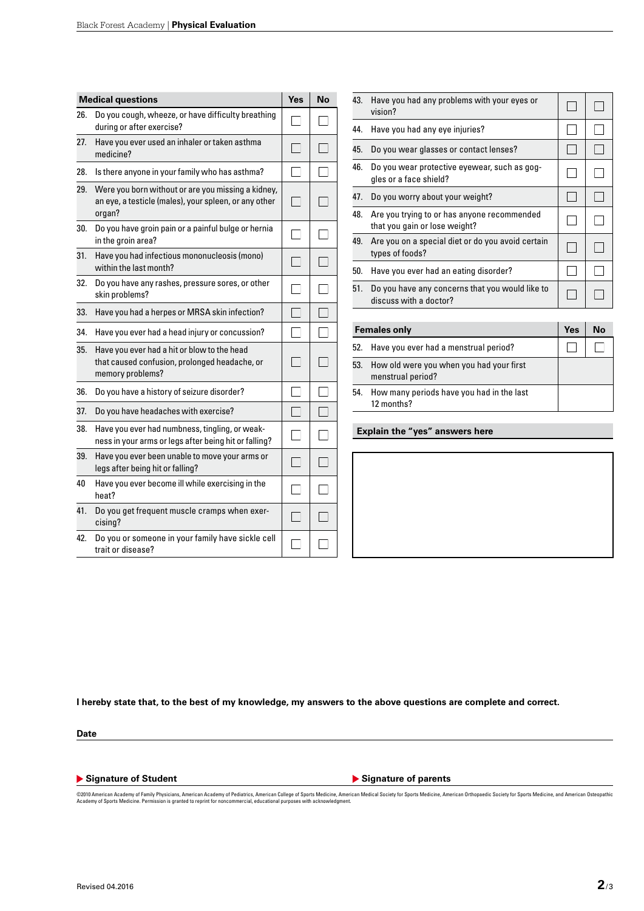| Medical questions | Yes | No |
|---|---|---|
| 26. Do you cough, wheeze, or have difficulty breathing during or after exercise? | ☐ | ☐ |
| 27. Have you ever used an inhaler or taken asthma medicine? | ☐ | ☐ |
| 28. Is there anyone in your family who has asthma? | ☐ | ☐ |
| 29. Were you born without or are you missing a kidney, an eye, a testicle (males), your spleen, or any other organ? | ☐ | ☐ |
| 30. Do you have groin pain or a painful bulge or hernia in the groin area? | ☐ | ☐ |
| 31. Have you had infectious mononucleosis (mono) within the last month? | ☐ | ☐ |
| 32. Do you have any rashes, pressure sores, or other skin problems? | ☐ | ☐ |
| 33. Have you had a herpes or MRSA skin infection? | ☐ | ☐ |
| 34. Have you ever had a head injury or concussion? | ☐ | ☐ |
| 35. Have you ever had a hit or blow to the head that caused confusion, prolonged headache, or memory problems? | ☐ | ☐ |
| 36. Do you have a history of seizure disorder? | ☐ | ☐ |
| 37. Do you have headaches with exercise? | ☐ | ☐ |
| 38. Have you ever had numbness, tingling, or weakness in your arms or legs after being hit or falling? | ☐ | ☐ |
| 39. Have you ever been unable to move your arms or legs after being hit or falling? | ☐ | ☐ |
| 40 Have you ever become ill while exercising in the heat? | ☐ | ☐ |
| 41. Do you get frequent muscle cramps when exercising? | ☐ | ☐ |
| 42. Do you or someone in your family have sickle cell trait or disease? | ☐ | ☐ |
| 43. Have you had any problems with your eyes or vision? | ☐ | ☐ |
| 44. Have you had any eye injuries? | ☐ | ☐ |
| 45. Do you wear glasses or contact lenses? | ☐ | ☐ |
| 46. Do you wear protective eyewear, such as goggles or a face shield? | ☐ | ☐ |
| 47. Do you worry about your weight? | ☐ | ☐ |
| 48. Are you trying to or has anyone recommended that you gain or lose weight? | ☐ | ☐ |
| 49. Are you on a special diet or do you avoid certain types of foods? | ☐ | ☐ |
| 50. Have you ever had an eating disorder? | ☐ | ☐ |
| 51. Do you have any concerns that you would like to discuss with a doctor? | ☐ | ☐ |

| Females only | Yes | No |
|---|---|---|
| 52. Have you ever had a menstrual period? | ☐ | ☐ |
| 53. How old were you when you had your first menstrual period? | | |
| 54. How many periods have you had in the last 12 months? | | |

**Explain the "yes" answers here**

**I hereby state that, to the best of my knowledge, my answers to the above questions are complete and correct.**

**Date**

**Signature of Student**

**Signature of parents**

©2010 American Academy of Family Physicians, American Academy of Pediatrics, American College of Sports Medicine, American Medical Society for Sports Medicine, American Orthopaedic Society for Sports Medicine, and American Osteopathic Academy of Sports Medicine. Permission is granted to reprint for noncommercial, educational purposes with acknowledgment.

Revised 04.2016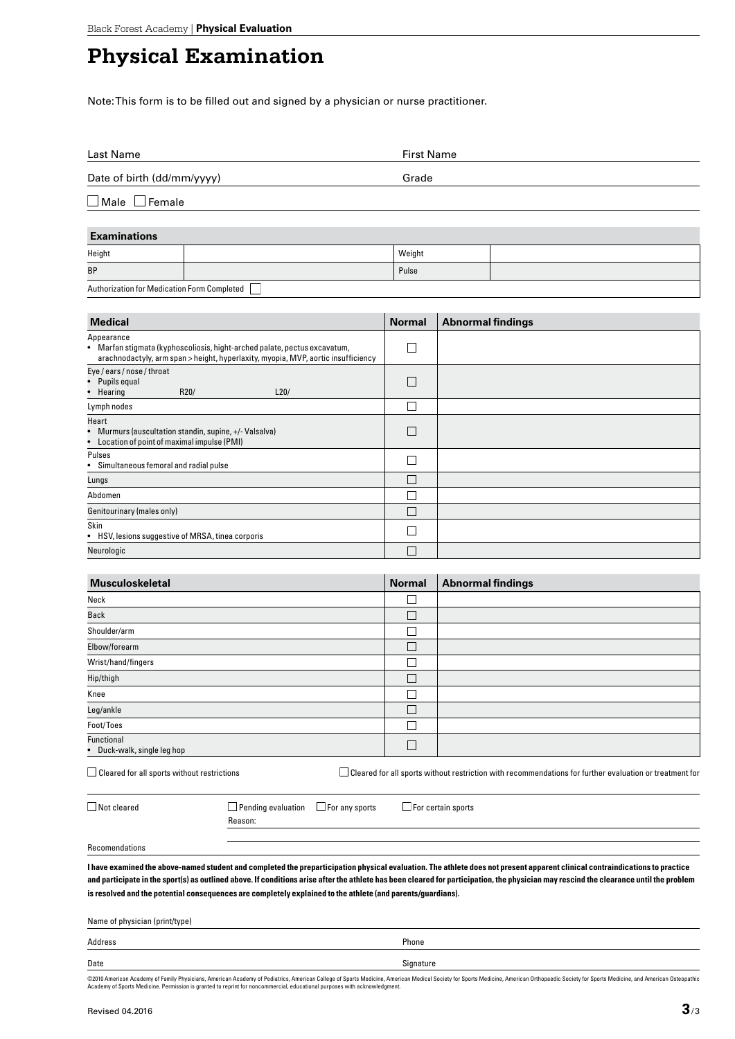# Physical Examination

Note: This form is to be filled out and signed by a physician or nurse practitioner.

Last Name ____________________ First Name ____________________

Date of birth (dd/mm/yyyy) ____________________ Grade ____________________

☐ Male ☐ Female

| Examinations | | | |
|---|---|---|---|
| Height | | Weight | |
| BP | | Pulse | |
| Authorization for Medication Form Completed ☐ | | | |

| Medical | Normal | Abnormal findings |
|---|---|---|
| Appearance<br>• Marfan stigmata (kyphoscoliosis, hight-arched palate, pectus excavatum, arachnodactyly, arm span > height, hyperlaxity, myopia, MVP, aortic insufficiency | ☐ | |
| Eye / ears / nose / throat<br>• Pupils equal<br>• Hearing R20/ L20/ | ☐ | |
| Lymph nodes | ☐ | |
| Heart<br>• Murmurs (auscultation standin, supine, +/- Valsalva)<br>• Location of point of maximal impulse (PMI) | ☐ | |
| Pulses<br>• Simultaneous femoral and radial pulse | ☐ | |
| Lungs | ☐ | |
| Abdomen | ☐ | |
| Genitourinary (males only) | ☐ | |
| Skin<br>• HSV, lesions suggestive of MRSA, tinea corporis | ☐ | |
| Neurologic | ☐ | |

| Musculoskeletal | Normal | Abnormal findings |
|---|---|---|
| Neck | ☐ | |
| Back | ☐ | |
| Shoulder/arm | ☐ | |
| Elbow/forearm | ☐ | |
| Wrist/hand/fingers | ☐ | |
| Hip/thigh | ☐ | |
| Knee | ☐ | |
| Leg/ankle | ☐ | |
| Foot/Toes | ☐ | |
| Functional<br>• Duck-walk, single leg hop | ☐ | |

☐ Cleared for all sports without restrictions

☐ Cleared for all sports without restriction with recommendations for further evaluation or treatment for ____________________

☐ Not cleared ☐ Pending evaluation ☐ For any sports ☐ For certain sports

Reason: ____________________

Recomendations ____________________

**I have examined the above-named student and completed the preparticipation physical evaluation. The athlete does not present apparent clinical contraindications to practice and participate in the sport(s) as outlined above. If conditions arise after the athlete has been cleared for participation, the physician may rescind the clearance until the problem is resolved and the potential consequences are completely explained to the athlete (and parents/guardians).**

Name of physician (print/type) ____________________

Address ____________________ Phone ____________________

Date ____________________ Signature ____________________

©2010 American Academy of Family Physicians, American Academy of Pediatrics, American College of Sports Medicine, American Medical Society for Sports Medicine, American Orthopaedic Society for Sports Medicine, and American Osteopathic Academy of Sports Medicine. Permission is granted to reprint for noncommercial, educational purposes with acknowledgment.

Revised 04.2016